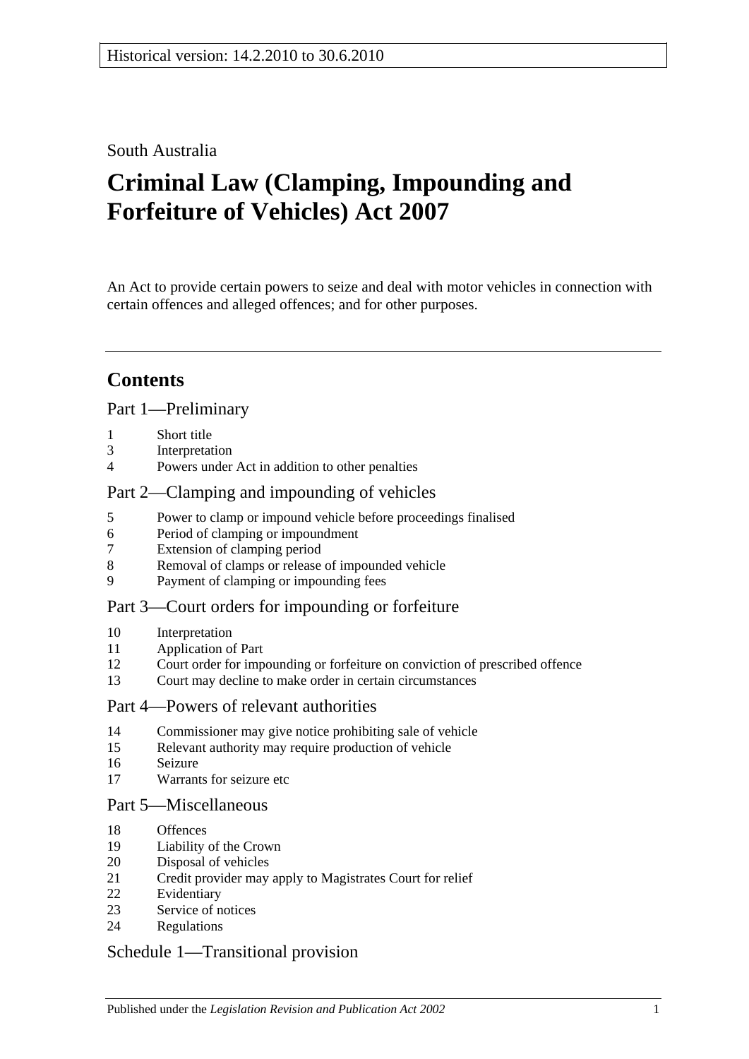Historical version: 14.2.2010 to 30.6.2010

South Australia

# Criminal Law (Clamping, Impounding and Forfeiture of Vehicles) Act 2007

An Act to provide certain powers to seize and deal with motor vehicles in connection with certain offences and alleged offences; and for other purposes.

## Contents

### Part 1—Preliminary

1 Short title
3 Interpretation
4 Powers under Act in addition to other penalties

### Part 2—Clamping and impounding of vehicles

5 Power to clamp or impound vehicle before proceedings finalised
6 Period of clamping or impoundment
7 Extension of clamping period
8 Removal of clamps or release of impounded vehicle
9 Payment of clamping or impounding fees

### Part 3—Court orders for impounding or forfeiture

10 Interpretation
11 Application of Part
12 Court order for impounding or forfeiture on conviction of prescribed offence
13 Court may decline to make order in certain circumstances

### Part 4—Powers of relevant authorities

14 Commissioner may give notice prohibiting sale of vehicle
15 Relevant authority may require production of vehicle
16 Seizure
17 Warrants for seizure etc

### Part 5—Miscellaneous

18 Offences
19 Liability of the Crown
20 Disposal of vehicles
21 Credit provider may apply to Magistrates Court for relief
22 Evidentiary
23 Service of notices
24 Regulations

### Schedule 1—Transitional provision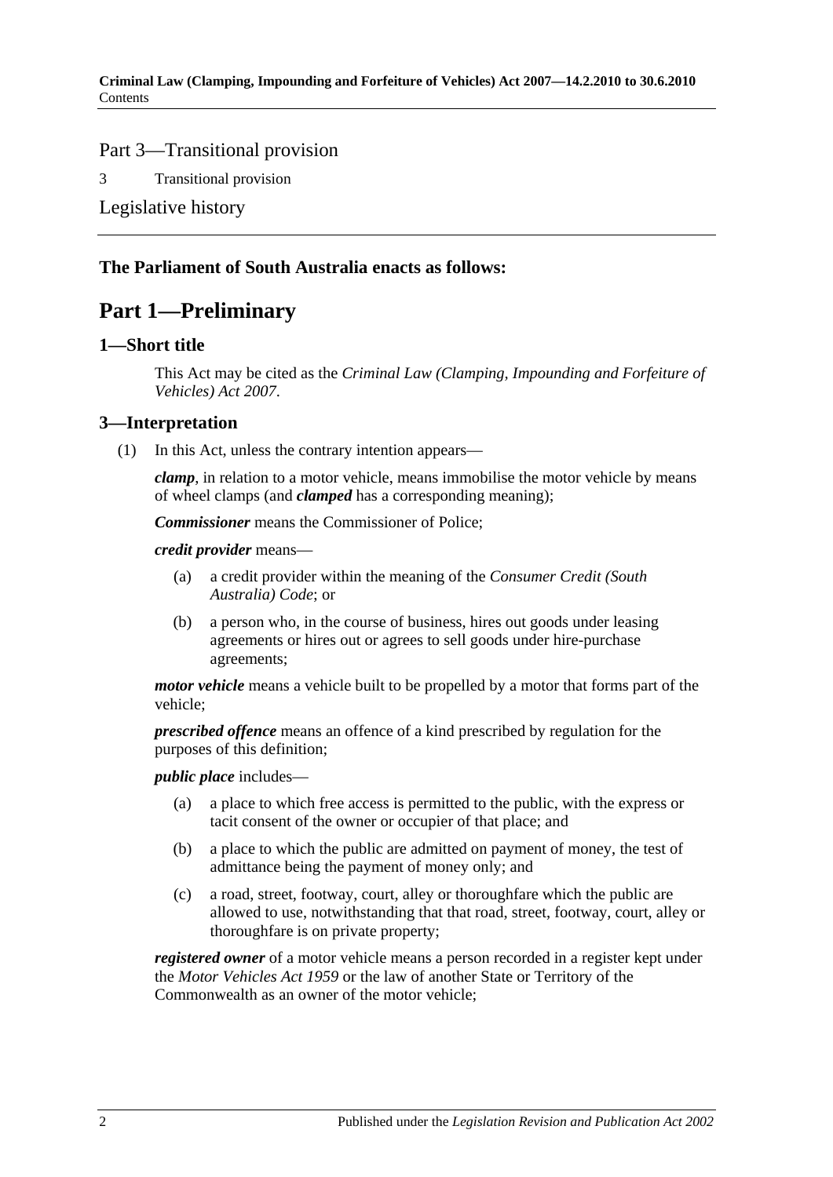Part 3—Transitional provision

3 Transitional provision

Legislative history

**The Parliament of South Australia enacts as follows:**

# Part 1—Preliminary

## 1—Short title

This Act may be cited as the *Criminal Law (Clamping, Impounding and Forfeiture of Vehicles) Act 2007*.

## 3—Interpretation

(1) In this Act, unless the contrary intention appears—

***clamp***, in relation to a motor vehicle, means immobilise the motor vehicle by means of wheel clamps (and ***clamped*** has a corresponding meaning);

***Commissioner*** means the Commissioner of Police;

***credit provider*** means—

(a) a credit provider within the meaning of the *Consumer Credit (South Australia) Code*; or

(b) a person who, in the course of business, hires out goods under leasing agreements or hires out or agrees to sell goods under hire-purchase agreements;

***motor vehicle*** means a vehicle built to be propelled by a motor that forms part of the vehicle;

***prescribed offence*** means an offence of a kind prescribed by regulation for the purposes of this definition;

***public place*** includes—

(a) a place to which free access is permitted to the public, with the express or tacit consent of the owner or occupier of that place; and

(b) a place to which the public are admitted on payment of money, the test of admittance being the payment of money only; and

(c) a road, street, footway, court, alley or thoroughfare which the public are allowed to use, notwithstanding that that road, street, footway, court, alley or thoroughfare is on private property;

***registered owner*** of a motor vehicle means a person recorded in a register kept under the *Motor Vehicles Act 1959* or the law of another State or Territory of the Commonwealth as an owner of the motor vehicle;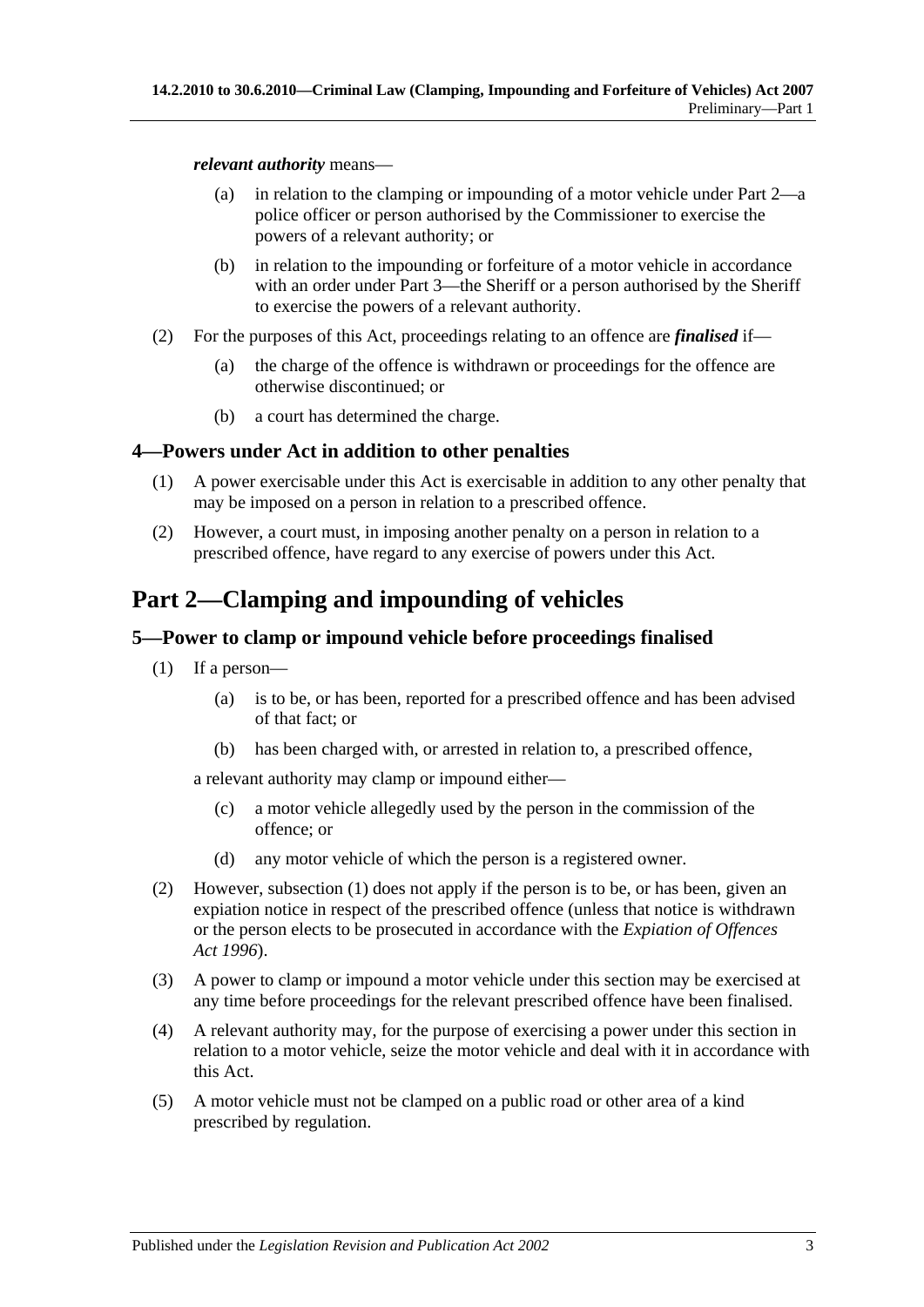***relevant authority*** means—

(a) in relation to the clamping or impounding of a motor vehicle under Part 2—a police officer or person authorised by the Commissioner to exercise the powers of a relevant authority; or

(b) in relation to the impounding or forfeiture of a motor vehicle in accordance with an order under Part 3—the Sheriff or a person authorised by the Sheriff to exercise the powers of a relevant authority.

(2) For the purposes of this Act, proceedings relating to an offence are ***finalised*** if—

(a) the charge of the offence is withdrawn or proceedings for the offence are otherwise discontinued; or

(b) a court has determined the charge.

### 4—Powers under Act in addition to other penalties

(1) A power exercisable under this Act is exercisable in addition to any other penalty that may be imposed on a person in relation to a prescribed offence.

(2) However, a court must, in imposing another penalty on a person in relation to a prescribed offence, have regard to any exercise of powers under this Act.

## Part 2—Clamping and impounding of vehicles

### 5—Power to clamp or impound vehicle before proceedings finalised

(1) If a person—

(a) is to be, or has been, reported for a prescribed offence and has been advised of that fact; or

(b) has been charged with, or arrested in relation to, a prescribed offence,

a relevant authority may clamp or impound either—

(c) a motor vehicle allegedly used by the person in the commission of the offence; or

(d) any motor vehicle of which the person is a registered owner.

(2) However, subsection (1) does not apply if the person is to be, or has been, given an expiation notice in respect of the prescribed offence (unless that notice is withdrawn or the person elects to be prosecuted in accordance with the *Expiation of Offences Act 1996*).

(3) A power to clamp or impound a motor vehicle under this section may be exercised at any time before proceedings for the relevant prescribed offence have been finalised.

(4) A relevant authority may, for the purpose of exercising a power under this section in relation to a motor vehicle, seize the motor vehicle and deal with it in accordance with this Act.

(5) A motor vehicle must not be clamped on a public road or other area of a kind prescribed by regulation.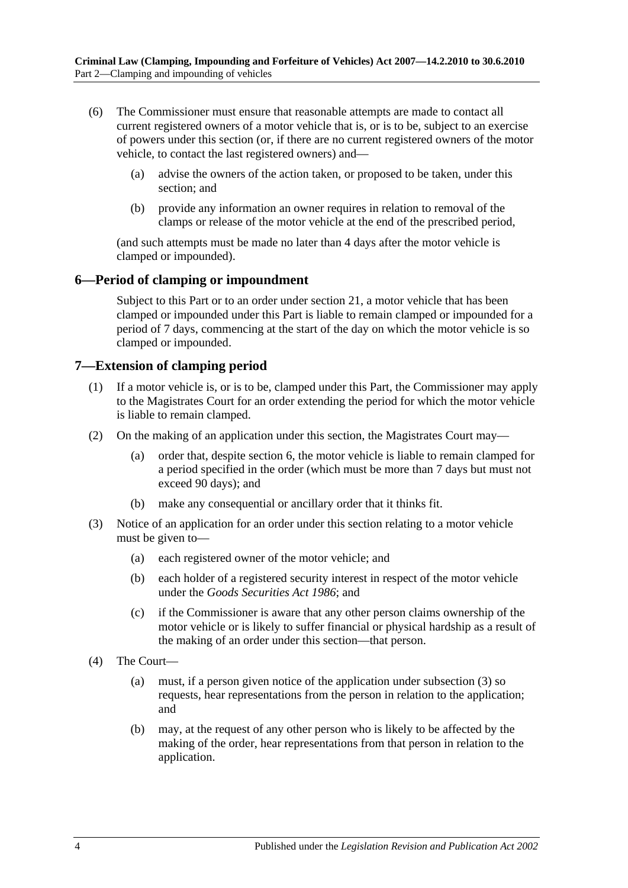(6) The Commissioner must ensure that reasonable attempts are made to contact all current registered owners of a motor vehicle that is, or is to be, subject to an exercise of powers under this section (or, if there are no current registered owners of the motor vehicle, to contact the last registered owners) and—

(a) advise the owners of the action taken, or proposed to be taken, under this section; and

(b) provide any information an owner requires in relation to removal of the clamps or release of the motor vehicle at the end of the prescribed period,

(and such attempts must be made no later than 4 days after the motor vehicle is clamped or impounded).

## 6—Period of clamping or impoundment

Subject to this Part or to an order under section 21, a motor vehicle that has been clamped or impounded under this Part is liable to remain clamped or impounded for a period of 7 days, commencing at the start of the day on which the motor vehicle is so clamped or impounded.

## 7—Extension of clamping period

(1) If a motor vehicle is, or is to be, clamped under this Part, the Commissioner may apply to the Magistrates Court for an order extending the period for which the motor vehicle is liable to remain clamped.

(2) On the making of an application under this section, the Magistrates Court may—

(a) order that, despite section 6, the motor vehicle is liable to remain clamped for a period specified in the order (which must be more than 7 days but must not exceed 90 days); and

(b) make any consequential or ancillary order that it thinks fit.

(3) Notice of an application for an order under this section relating to a motor vehicle must be given to—

(a) each registered owner of the motor vehicle; and

(b) each holder of a registered security interest in respect of the motor vehicle under the *Goods Securities Act 1986*; and

(c) if the Commissioner is aware that any other person claims ownership of the motor vehicle or is likely to suffer financial or physical hardship as a result of the making of an order under this section—that person.

(4) The Court—

(a) must, if a person given notice of the application under subsection (3) so requests, hear representations from the person in relation to the application; and

(b) may, at the request of any other person who is likely to be affected by the making of the order, hear representations from that person in relation to the application.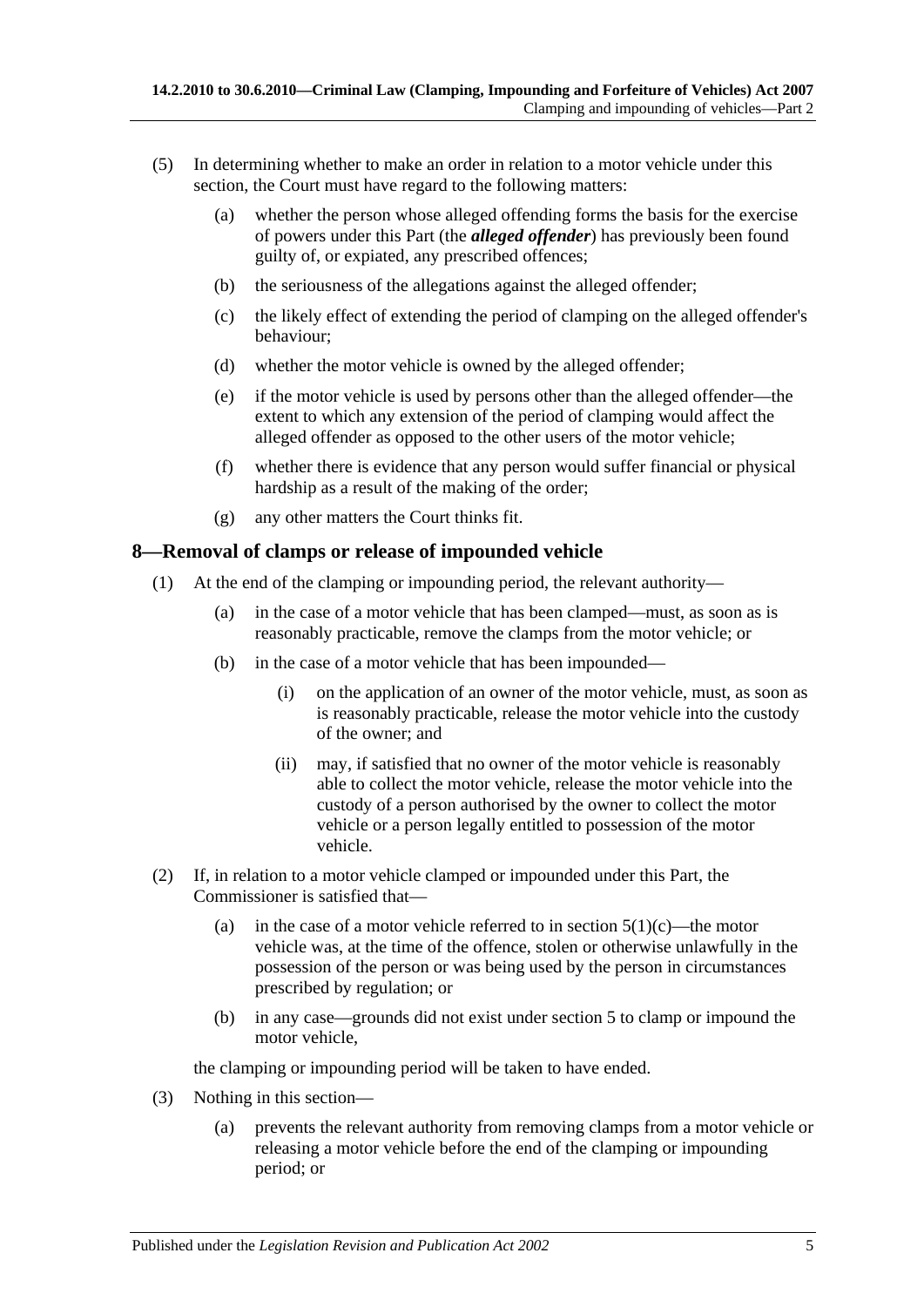(5) In determining whether to make an order in relation to a motor vehicle under this section, the Court must have regard to the following matters:

 (a) whether the person whose alleged offending forms the basis for the exercise of powers under this Part (the ***alleged offender***) has previously been found guilty of, or expiated, any prescribed offences;

 (b) the seriousness of the allegations against the alleged offender;

 (c) the likely effect of extending the period of clamping on the alleged offender's behaviour;

 (d) whether the motor vehicle is owned by the alleged offender;

 (e) if the motor vehicle is used by persons other than the alleged offender—the extent to which any extension of the period of clamping would affect the alleged offender as opposed to the other users of the motor vehicle;

 (f) whether there is evidence that any person would suffer financial or physical hardship as a result of the making of the order;

 (g) any other matters the Court thinks fit.

## 8—Removal of clamps or release of impounded vehicle

(1) At the end of the clamping or impounding period, the relevant authority—

 (a) in the case of a motor vehicle that has been clamped—must, as soon as is reasonably practicable, remove the clamps from the motor vehicle; or

 (b) in the case of a motor vehicle that has been impounded—

  (i) on the application of an owner of the motor vehicle, must, as soon as is reasonably practicable, release the motor vehicle into the custody of the owner; and

  (ii) may, if satisfied that no owner of the motor vehicle is reasonably able to collect the motor vehicle, release the motor vehicle into the custody of a person authorised by the owner to collect the motor vehicle or a person legally entitled to possession of the motor vehicle.

(2) If, in relation to a motor vehicle clamped or impounded under this Part, the Commissioner is satisfied that—

 (a) in the case of a motor vehicle referred to in section 5(1)(c)—the motor vehicle was, at the time of the offence, stolen or otherwise unlawfully in the possession of the person or was being used by the person in circumstances prescribed by regulation; or

 (b) in any case—grounds did not exist under section 5 to clamp or impound the motor vehicle,

the clamping or impounding period will be taken to have ended.

(3) Nothing in this section—

 (a) prevents the relevant authority from removing clamps from a motor vehicle or releasing a motor vehicle before the end of the clamping or impounding period; or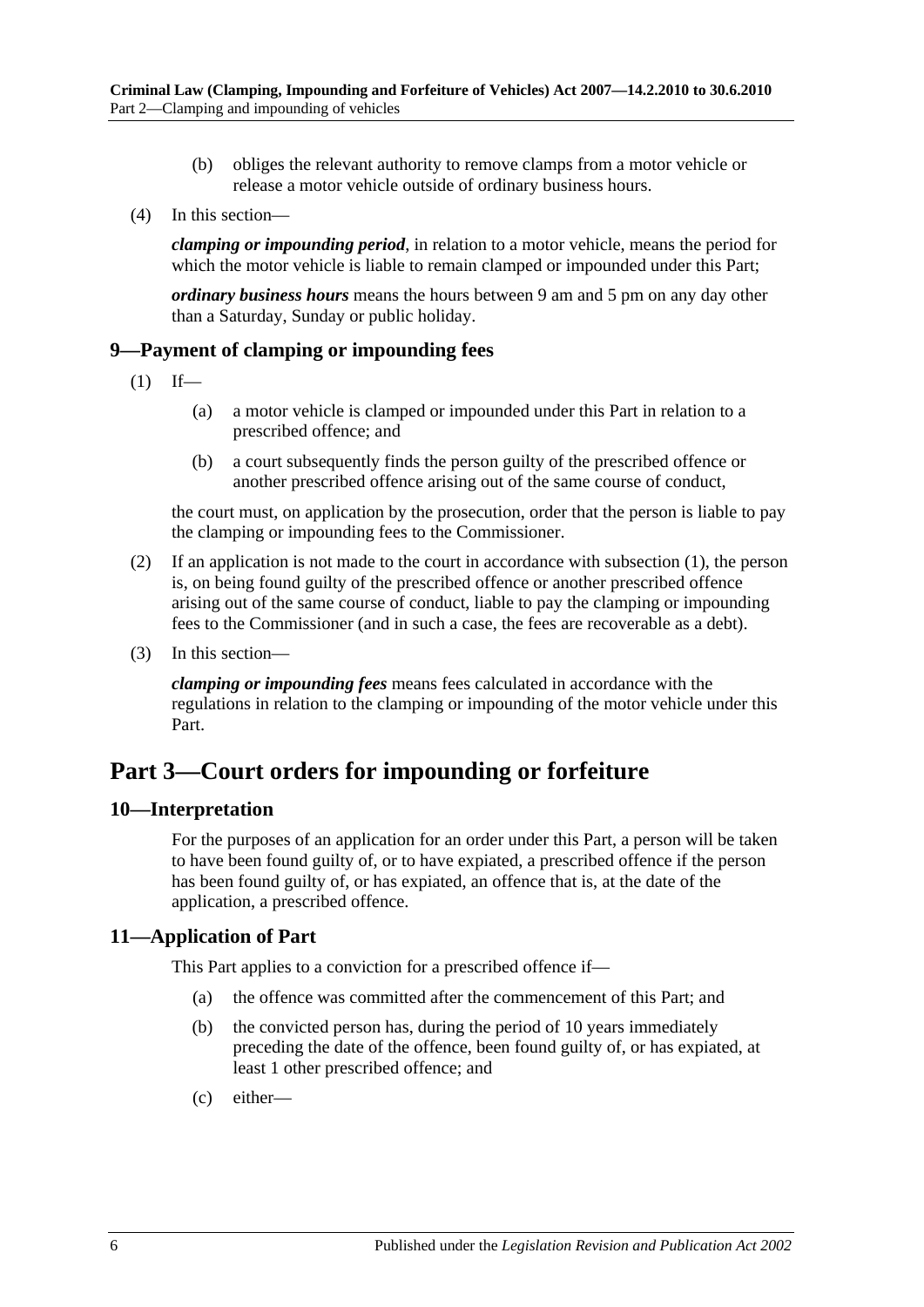(b) obliges the relevant authority to remove clamps from a motor vehicle or release a motor vehicle outside of ordinary business hours.

(4) In this section—

***clamping or impounding period***, in relation to a motor vehicle, means the period for which the motor vehicle is liable to remain clamped or impounded under this Part;

***ordinary business hours*** means the hours between 9 am and 5 pm on any day other than a Saturday, Sunday or public holiday.

### 9—Payment of clamping or impounding fees

(1) If—

(a) a motor vehicle is clamped or impounded under this Part in relation to a prescribed offence; and

(b) a court subsequently finds the person guilty of the prescribed offence or another prescribed offence arising out of the same course of conduct,

the court must, on application by the prosecution, order that the person is liable to pay the clamping or impounding fees to the Commissioner.

(2) If an application is not made to the court in accordance with subsection (1), the person is, on being found guilty of the prescribed offence or another prescribed offence arising out of the same course of conduct, liable to pay the clamping or impounding fees to the Commissioner (and in such a case, the fees are recoverable as a debt).

(3) In this section—

***clamping or impounding fees*** means fees calculated in accordance with the regulations in relation to the clamping or impounding of the motor vehicle under this Part.

## Part 3—Court orders for impounding or forfeiture

### 10—Interpretation

For the purposes of an application for an order under this Part, a person will be taken to have been found guilty of, or to have expiated, a prescribed offence if the person has been found guilty of, or has expiated, an offence that is, at the date of the application, a prescribed offence.

### 11—Application of Part

This Part applies to a conviction for a prescribed offence if—

(a) the offence was committed after the commencement of this Part; and

(b) the convicted person has, during the period of 10 years immediately preceding the date of the offence, been found guilty of, or has expiated, at least 1 other prescribed offence; and

(c) either—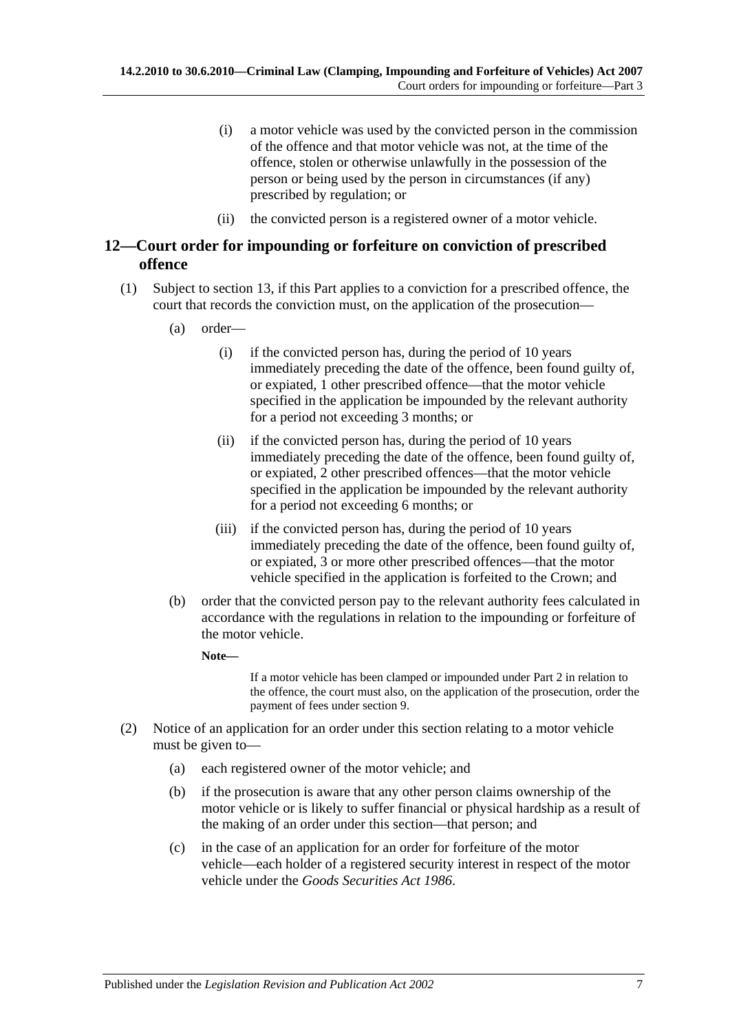(i) a motor vehicle was used by the convicted person in the commission of the offence and that motor vehicle was not, at the time of the offence, stolen or otherwise unlawfully in the possession of the person or being used by the person in circumstances (if any) prescribed by regulation; or

(ii) the convicted person is a registered owner of a motor vehicle.

## 12—Court order for impounding or forfeiture on conviction of prescribed offence

(1) Subject to section 13, if this Part applies to a conviction for a prescribed offence, the court that records the conviction must, on the application of the prosecution—

(a) order—

(i) if the convicted person has, during the period of 10 years immediately preceding the date of the offence, been found guilty of, or expiated, 1 other prescribed offence—that the motor vehicle specified in the application be impounded by the relevant authority for a period not exceeding 3 months; or

(ii) if the convicted person has, during the period of 10 years immediately preceding the date of the offence, been found guilty of, or expiated, 2 other prescribed offences—that the motor vehicle specified in the application be impounded by the relevant authority for a period not exceeding 6 months; or

(iii) if the convicted person has, during the period of 10 years immediately preceding the date of the offence, been found guilty of, or expiated, 3 or more other prescribed offences—that the motor vehicle specified in the application is forfeited to the Crown; and

(b) order that the convicted person pay to the relevant authority fees calculated in accordance with the regulations in relation to the impounding or forfeiture of the motor vehicle.

**Note—**

If a motor vehicle has been clamped or impounded under Part 2 in relation to the offence, the court must also, on the application of the prosecution, order the payment of fees under section 9.

(2) Notice of an application for an order under this section relating to a motor vehicle must be given to—

(a) each registered owner of the motor vehicle; and

(b) if the prosecution is aware that any other person claims ownership of the motor vehicle or is likely to suffer financial or physical hardship as a result of the making of an order under this section—that person; and

(c) in the case of an application for an order for forfeiture of the motor vehicle—each holder of a registered security interest in respect of the motor vehicle under the *Goods Securities Act 1986*.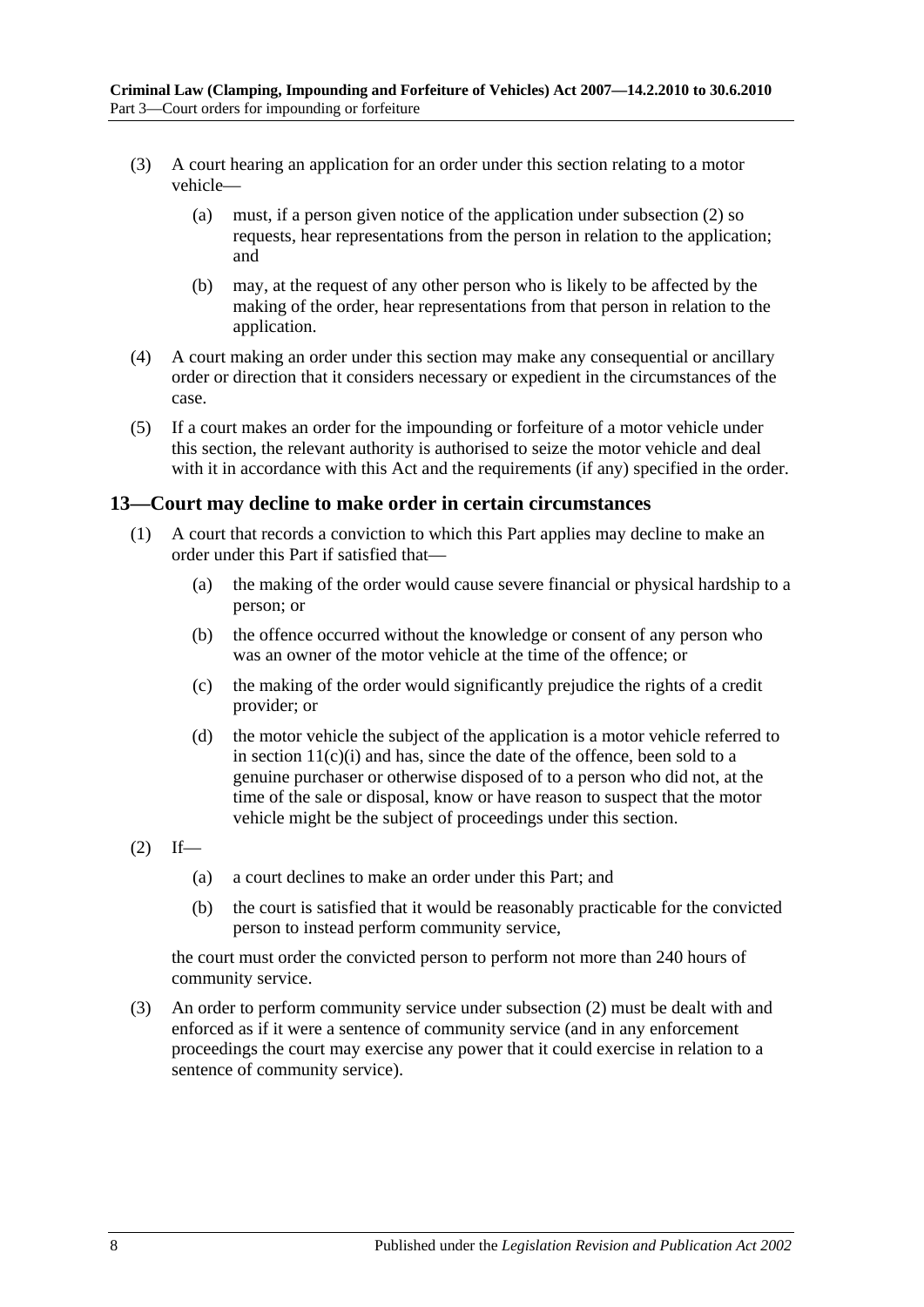(3) A court hearing an application for an order under this section relating to a motor vehicle—

(a) must, if a person given notice of the application under subsection (2) so requests, hear representations from the person in relation to the application; and

(b) may, at the request of any other person who is likely to be affected by the making of the order, hear representations from that person in relation to the application.

(4) A court making an order under this section may make any consequential or ancillary order or direction that it considers necessary or expedient in the circumstances of the case.

(5) If a court makes an order for the impounding or forfeiture of a motor vehicle under this section, the relevant authority is authorised to seize the motor vehicle and deal with it in accordance with this Act and the requirements (if any) specified in the order.

## 13—Court may decline to make order in certain circumstances

(1) A court that records a conviction to which this Part applies may decline to make an order under this Part if satisfied that—

(a) the making of the order would cause severe financial or physical hardship to a person; or

(b) the offence occurred without the knowledge or consent of any person who was an owner of the motor vehicle at the time of the offence; or

(c) the making of the order would significantly prejudice the rights of a credit provider; or

(d) the motor vehicle the subject of the application is a motor vehicle referred to in section 11(c)(i) and has, since the date of the offence, been sold to a genuine purchaser or otherwise disposed of to a person who did not, at the time of the sale or disposal, know or have reason to suspect that the motor vehicle might be the subject of proceedings under this section.

(2) If—

(a) a court declines to make an order under this Part; and

(b) the court is satisfied that it would be reasonably practicable for the convicted person to instead perform community service,

the court must order the convicted person to perform not more than 240 hours of community service.

(3) An order to perform community service under subsection (2) must be dealt with and enforced as if it were a sentence of community service (and in any enforcement proceedings the court may exercise any power that it could exercise in relation to a sentence of community service).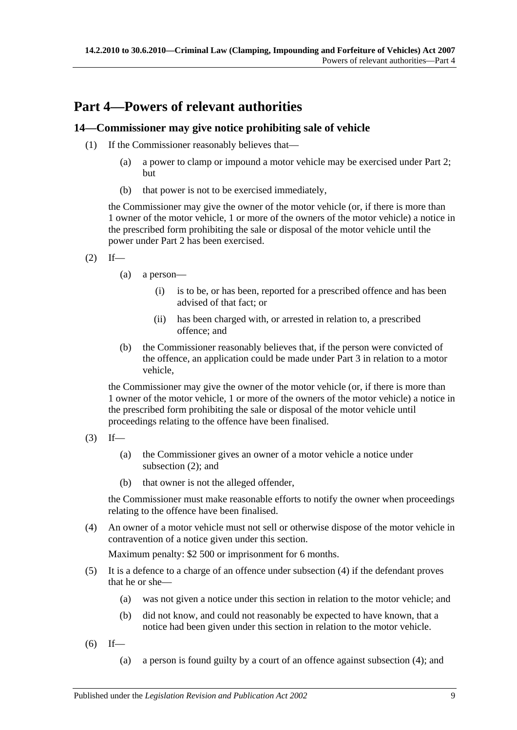# Part 4—Powers of relevant authorities

## 14—Commissioner may give notice prohibiting sale of vehicle

(1) If the Commissioner reasonably believes that—

  (a) a power to clamp or impound a motor vehicle may be exercised under Part 2; but

  (b) that power is not to be exercised immediately,

the Commissioner may give the owner of the motor vehicle (or, if there is more than 1 owner of the motor vehicle, 1 or more of the owners of the motor vehicle) a notice in the prescribed form prohibiting the sale or disposal of the motor vehicle until the power under Part 2 has been exercised.

(2) If—

  (a) a person—

    (i) is to be, or has been, reported for a prescribed offence and has been advised of that fact; or

    (ii) has been charged with, or arrested in relation to, a prescribed offence; and

  (b) the Commissioner reasonably believes that, if the person were convicted of the offence, an application could be made under Part 3 in relation to a motor vehicle,

the Commissioner may give the owner of the motor vehicle (or, if there is more than 1 owner of the motor vehicle, 1 or more of the owners of the motor vehicle) a notice in the prescribed form prohibiting the sale or disposal of the motor vehicle until proceedings relating to the offence have been finalised.

(3) If—

  (a) the Commissioner gives an owner of a motor vehicle a notice under subsection (2); and

  (b) that owner is not the alleged offender,

the Commissioner must make reasonable efforts to notify the owner when proceedings relating to the offence have been finalised.

(4) An owner of a motor vehicle must not sell or otherwise dispose of the motor vehicle in contravention of a notice given under this section.

Maximum penalty: $2 500 or imprisonment for 6 months.

(5) It is a defence to a charge of an offence under subsection (4) if the defendant proves that he or she—

  (a) was not given a notice under this section in relation to the motor vehicle; and

  (b) did not know, and could not reasonably be expected to have known, that a notice had been given under this section in relation to the motor vehicle.

(6) If—

  (a) a person is found guilty by a court of an offence against subsection (4); and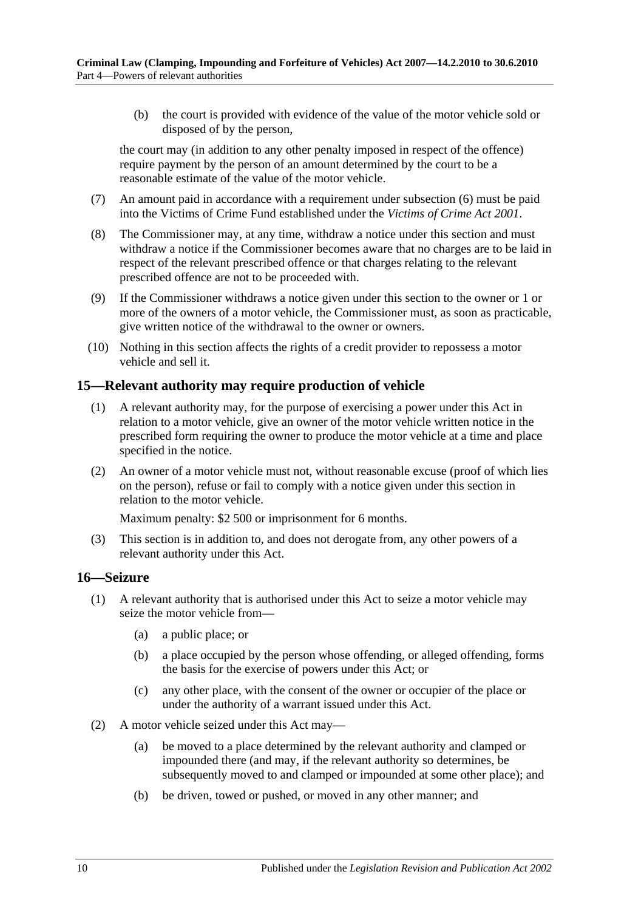(b) the court is provided with evidence of the value of the motor vehicle sold or disposed of by the person,

the court may (in addition to any other penalty imposed in respect of the offence) require payment by the person of an amount determined by the court to be a reasonable estimate of the value of the motor vehicle.

(7) An amount paid in accordance with a requirement under subsection (6) must be paid into the Victims of Crime Fund established under the *Victims of Crime Act 2001*.

(8) The Commissioner may, at any time, withdraw a notice under this section and must withdraw a notice if the Commissioner becomes aware that no charges are to be laid in respect of the relevant prescribed offence or that charges relating to the relevant prescribed offence are not to be proceeded with.

(9) If the Commissioner withdraws a notice given under this section to the owner or 1 or more of the owners of a motor vehicle, the Commissioner must, as soon as practicable, give written notice of the withdrawal to the owner or owners.

(10) Nothing in this section affects the rights of a credit provider to repossess a motor vehicle and sell it.

## 15—Relevant authority may require production of vehicle

(1) A relevant authority may, for the purpose of exercising a power under this Act in relation to a motor vehicle, give an owner of the motor vehicle written notice in the prescribed form requiring the owner to produce the motor vehicle at a time and place specified in the notice.

(2) An owner of a motor vehicle must not, without reasonable excuse (proof of which lies on the person), refuse or fail to comply with a notice given under this section in relation to the motor vehicle.

Maximum penalty: $2 500 or imprisonment for 6 months.

(3) This section is in addition to, and does not derogate from, any other powers of a relevant authority under this Act.

## 16—Seizure

(1) A relevant authority that is authorised under this Act to seize a motor vehicle may seize the motor vehicle from—

(a) a public place; or

(b) a place occupied by the person whose offending, or alleged offending, forms the basis for the exercise of powers under this Act; or

(c) any other place, with the consent of the owner or occupier of the place or under the authority of a warrant issued under this Act.

(2) A motor vehicle seized under this Act may—

(a) be moved to a place determined by the relevant authority and clamped or impounded there (and may, if the relevant authority so determines, be subsequently moved to and clamped or impounded at some other place); and

(b) be driven, towed or pushed, or moved in any other manner; and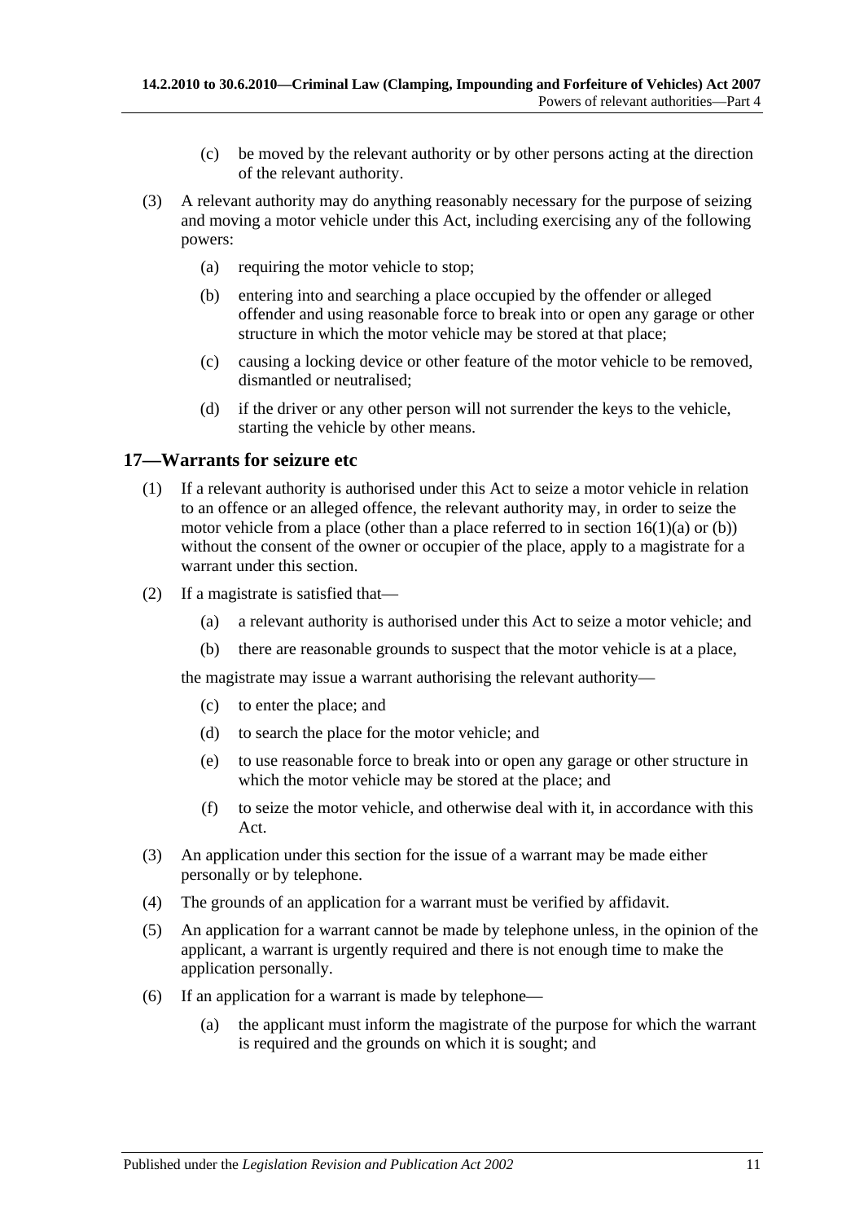(c) be moved by the relevant authority or by other persons acting at the direction of the relevant authority.

(3) A relevant authority may do anything reasonably necessary for the purpose of seizing and moving a motor vehicle under this Act, including exercising any of the following powers:

(a) requiring the motor vehicle to stop;

(b) entering into and searching a place occupied by the offender or alleged offender and using reasonable force to break into or open any garage or other structure in which the motor vehicle may be stored at that place;

(c) causing a locking device or other feature of the motor vehicle to be removed, dismantled or neutralised;

(d) if the driver or any other person will not surrender the keys to the vehicle, starting the vehicle by other means.

## 17—Warrants for seizure etc

(1) If a relevant authority is authorised under this Act to seize a motor vehicle in relation to an offence or an alleged offence, the relevant authority may, in order to seize the motor vehicle from a place (other than a place referred to in section 16(1)(a) or (b)) without the consent of the owner or occupier of the place, apply to a magistrate for a warrant under this section.

(2) If a magistrate is satisfied that—

(a) a relevant authority is authorised under this Act to seize a motor vehicle; and

(b) there are reasonable grounds to suspect that the motor vehicle is at a place,

the magistrate may issue a warrant authorising the relevant authority—

(c) to enter the place; and

(d) to search the place for the motor vehicle; and

(e) to use reasonable force to break into or open any garage or other structure in which the motor vehicle may be stored at the place; and

(f) to seize the motor vehicle, and otherwise deal with it, in accordance with this Act.

(3) An application under this section for the issue of a warrant may be made either personally or by telephone.

(4) The grounds of an application for a warrant must be verified by affidavit.

(5) An application for a warrant cannot be made by telephone unless, in the opinion of the applicant, a warrant is urgently required and there is not enough time to make the application personally.

(6) If an application for a warrant is made by telephone—

(a) the applicant must inform the magistrate of the purpose for which the warrant is required and the grounds on which it is sought; and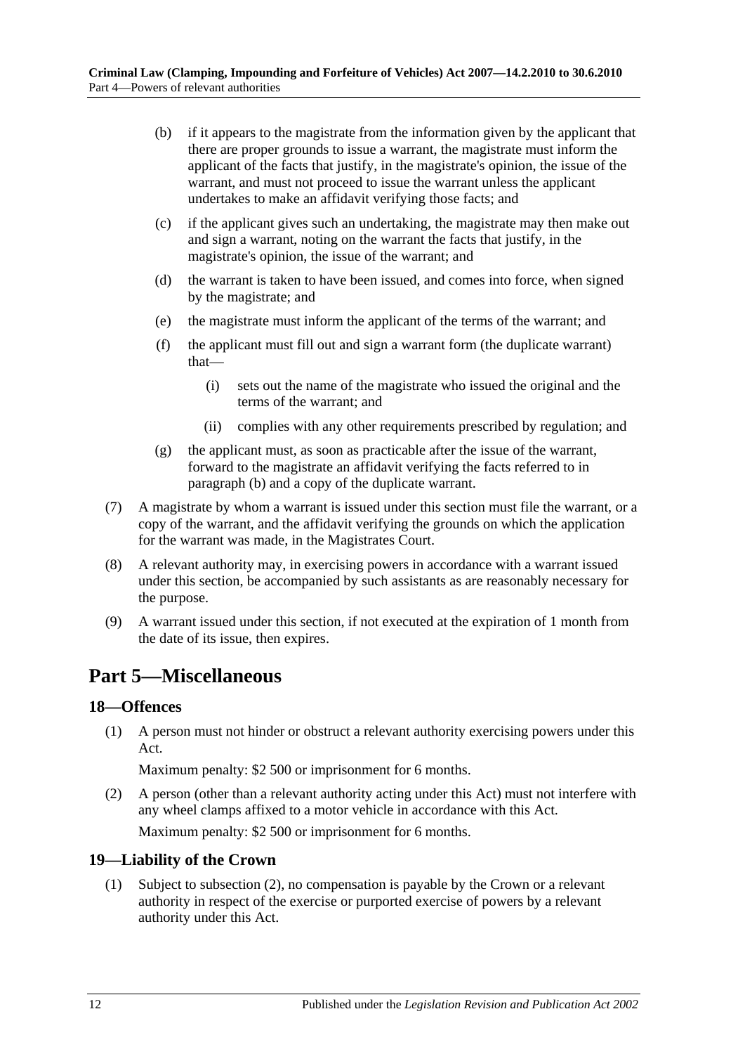(b) if it appears to the magistrate from the information given by the applicant that there are proper grounds to issue a warrant, the magistrate must inform the applicant of the facts that justify, in the magistrate's opinion, the issue of the warrant, and must not proceed to issue the warrant unless the applicant undertakes to make an affidavit verifying those facts; and

(c) if the applicant gives such an undertaking, the magistrate may then make out and sign a warrant, noting on the warrant the facts that justify, in the magistrate's opinion, the issue of the warrant; and

(d) the warrant is taken to have been issued, and comes into force, when signed by the magistrate; and

(e) the magistrate must inform the applicant of the terms of the warrant; and

(f) the applicant must fill out and sign a warrant form (the duplicate warrant) that—

(i) sets out the name of the magistrate who issued the original and the terms of the warrant; and

(ii) complies with any other requirements prescribed by regulation; and

(g) the applicant must, as soon as practicable after the issue of the warrant, forward to the magistrate an affidavit verifying the facts referred to in paragraph (b) and a copy of the duplicate warrant.

(7) A magistrate by whom a warrant is issued under this section must file the warrant, or a copy of the warrant, and the affidavit verifying the grounds on which the application for the warrant was made, in the Magistrates Court.

(8) A relevant authority may, in exercising powers in accordance with a warrant issued under this section, be accompanied by such assistants as are reasonably necessary for the purpose.

(9) A warrant issued under this section, if not executed at the expiration of 1 month from the date of its issue, then expires.

# Part 5—Miscellaneous

## 18—Offences

(1) A person must not hinder or obstruct a relevant authority exercising powers under this Act.

Maximum penalty: $2 500 or imprisonment for 6 months.

(2) A person (other than a relevant authority acting under this Act) must not interfere with any wheel clamps affixed to a motor vehicle in accordance with this Act.

Maximum penalty: $2 500 or imprisonment for 6 months.

## 19—Liability of the Crown

(1) Subject to subsection (2), no compensation is payable by the Crown or a relevant authority in respect of the exercise or purported exercise of powers by a relevant authority under this Act.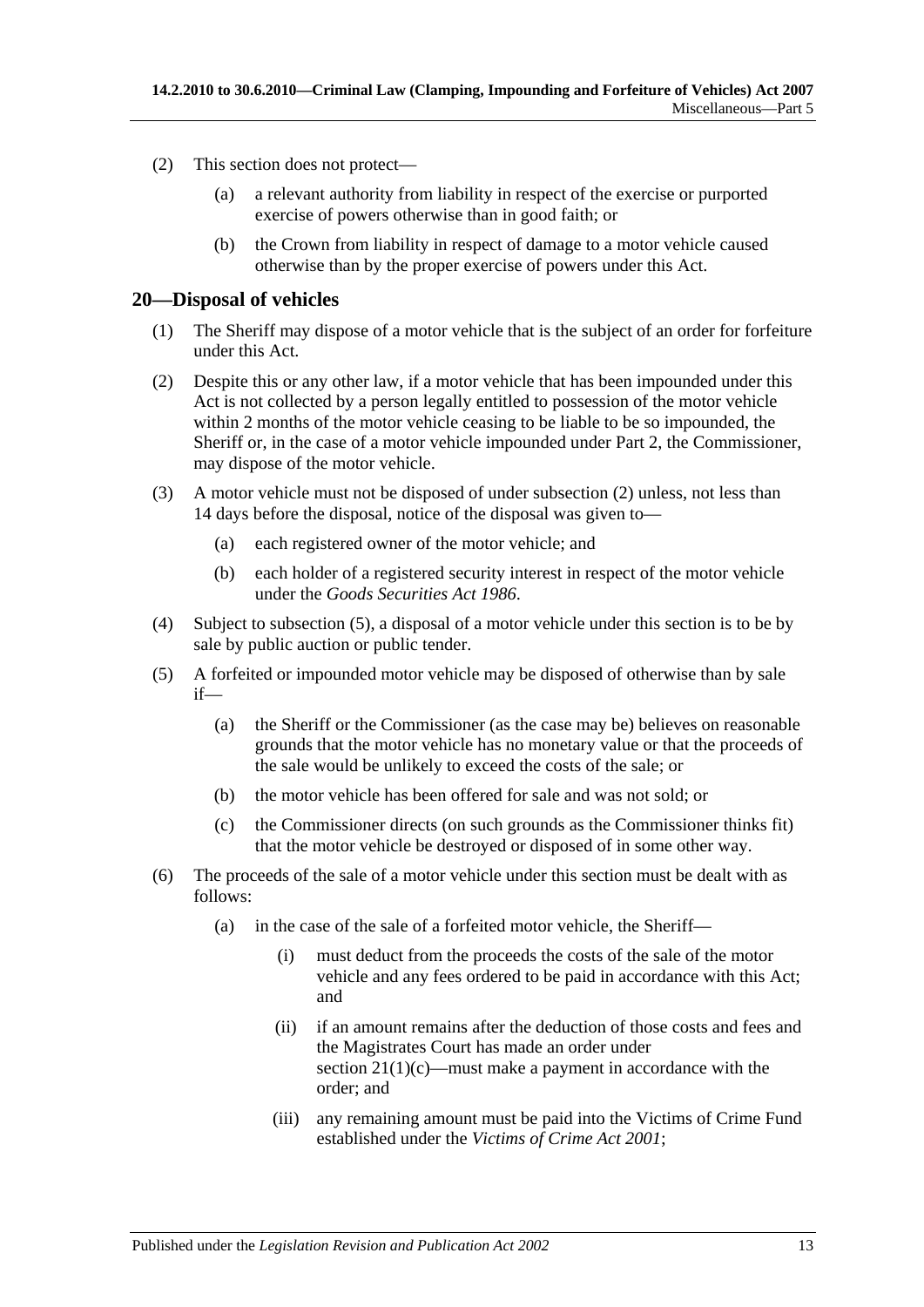(2) This section does not protect—

(a) a relevant authority from liability in respect of the exercise or purported exercise of powers otherwise than in good faith; or

(b) the Crown from liability in respect of damage to a motor vehicle caused otherwise than by the proper exercise of powers under this Act.

## 20—Disposal of vehicles

(1) The Sheriff may dispose of a motor vehicle that is the subject of an order for forfeiture under this Act.

(2) Despite this or any other law, if a motor vehicle that has been impounded under this Act is not collected by a person legally entitled to possession of the motor vehicle within 2 months of the motor vehicle ceasing to be liable to be so impounded, the Sheriff or, in the case of a motor vehicle impounded under Part 2, the Commissioner, may dispose of the motor vehicle.

(3) A motor vehicle must not be disposed of under subsection (2) unless, not less than 14 days before the disposal, notice of the disposal was given to—

(a) each registered owner of the motor vehicle; and

(b) each holder of a registered security interest in respect of the motor vehicle under the *Goods Securities Act 1986*.

(4) Subject to subsection (5), a disposal of a motor vehicle under this section is to be by sale by public auction or public tender.

(5) A forfeited or impounded motor vehicle may be disposed of otherwise than by sale if—

(a) the Sheriff or the Commissioner (as the case may be) believes on reasonable grounds that the motor vehicle has no monetary value or that the proceeds of the sale would be unlikely to exceed the costs of the sale; or

(b) the motor vehicle has been offered for sale and was not sold; or

(c) the Commissioner directs (on such grounds as the Commissioner thinks fit) that the motor vehicle be destroyed or disposed of in some other way.

(6) The proceeds of the sale of a motor vehicle under this section must be dealt with as follows:

(a) in the case of the sale of a forfeited motor vehicle, the Sheriff—

(i) must deduct from the proceeds the costs of the sale of the motor vehicle and any fees ordered to be paid in accordance with this Act; and

(ii) if an amount remains after the deduction of those costs and fees and the Magistrates Court has made an order under section 21(1)(c)—must make a payment in accordance with the order; and

(iii) any remaining amount must be paid into the Victims of Crime Fund established under the *Victims of Crime Act 2001*;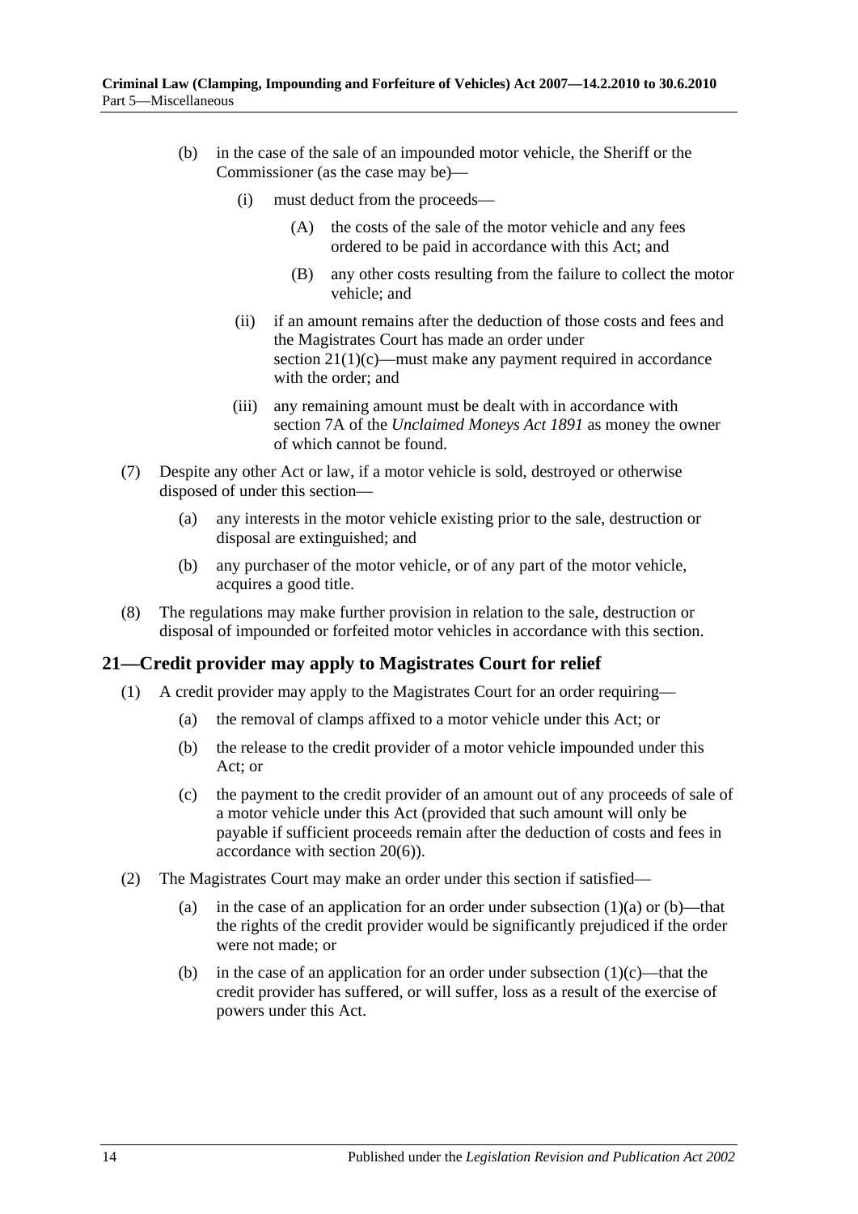(b) in the case of the sale of an impounded motor vehicle, the Sheriff or the Commissioner (as the case may be)—

(i) must deduct from the proceeds—

(A) the costs of the sale of the motor vehicle and any fees ordered to be paid in accordance with this Act; and

(B) any other costs resulting from the failure to collect the motor vehicle; and

(ii) if an amount remains after the deduction of those costs and fees and the Magistrates Court has made an order under section 21(1)(c)—must make any payment required in accordance with the order; and

(iii) any remaining amount must be dealt with in accordance with section 7A of the *Unclaimed Moneys Act 1891* as money the owner of which cannot be found.

(7) Despite any other Act or law, if a motor vehicle is sold, destroyed or otherwise disposed of under this section—

(a) any interests in the motor vehicle existing prior to the sale, destruction or disposal are extinguished; and

(b) any purchaser of the motor vehicle, or of any part of the motor vehicle, acquires a good title.

(8) The regulations may make further provision in relation to the sale, destruction or disposal of impounded or forfeited motor vehicles in accordance with this section.

## 21—Credit provider may apply to Magistrates Court for relief

(1) A credit provider may apply to the Magistrates Court for an order requiring—

(a) the removal of clamps affixed to a motor vehicle under this Act; or

(b) the release to the credit provider of a motor vehicle impounded under this Act; or

(c) the payment to the credit provider of an amount out of any proceeds of sale of a motor vehicle under this Act (provided that such amount will only be payable if sufficient proceeds remain after the deduction of costs and fees in accordance with section 20(6)).

(2) The Magistrates Court may make an order under this section if satisfied—

(a) in the case of an application for an order under subsection (1)(a) or (b)—that the rights of the credit provider would be significantly prejudiced if the order were not made; or

(b) in the case of an application for an order under subsection (1)(c)—that the credit provider has suffered, or will suffer, loss as a result of the exercise of powers under this Act.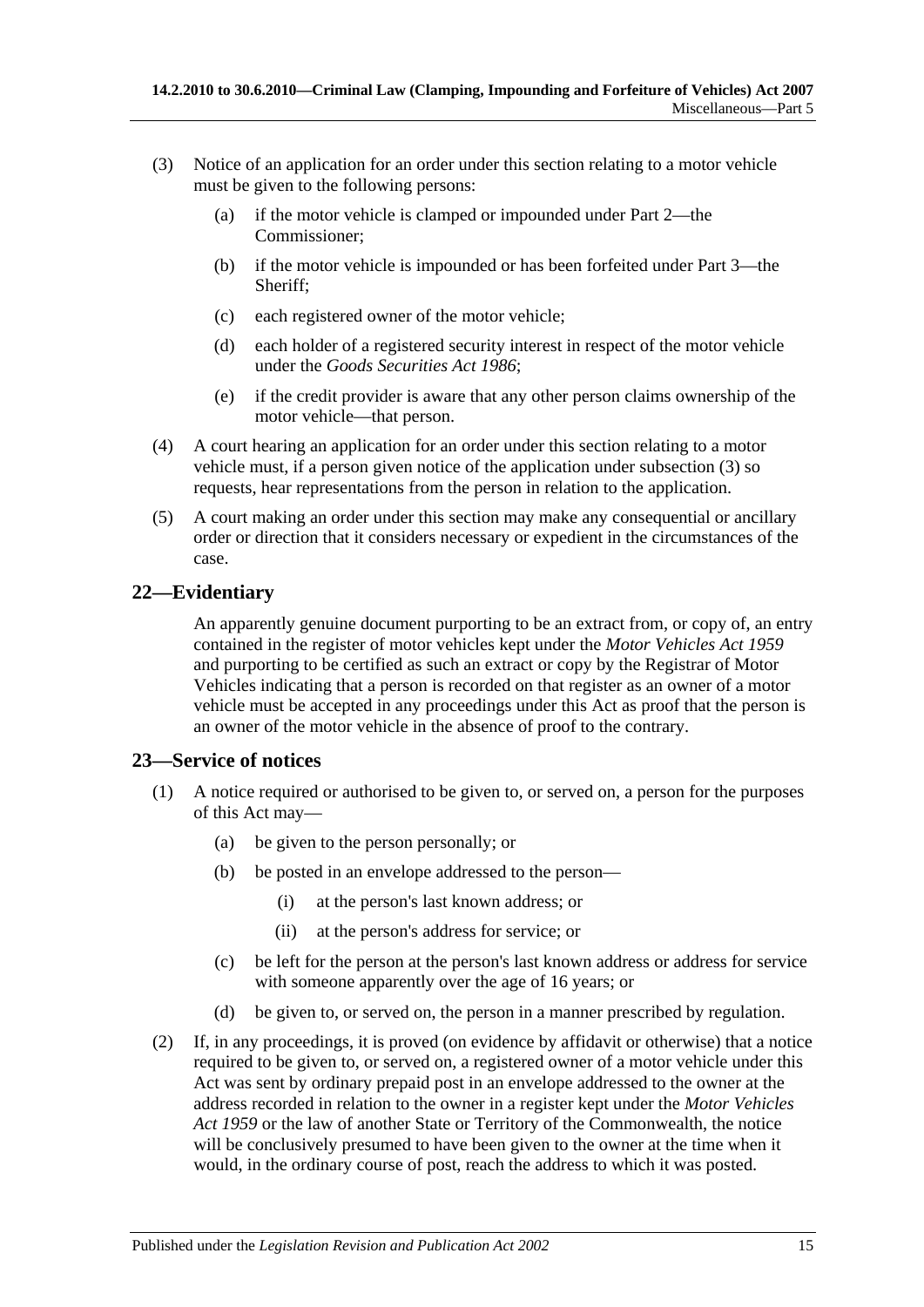(3) Notice of an application for an order under this section relating to a motor vehicle must be given to the following persons:

(a) if the motor vehicle is clamped or impounded under Part 2—the Commissioner;

(b) if the motor vehicle is impounded or has been forfeited under Part 3—the Sheriff;

(c) each registered owner of the motor vehicle;

(d) each holder of a registered security interest in respect of the motor vehicle under the *Goods Securities Act 1986*;

(e) if the credit provider is aware that any other person claims ownership of the motor vehicle—that person.

(4) A court hearing an application for an order under this section relating to a motor vehicle must, if a person given notice of the application under subsection (3) so requests, hear representations from the person in relation to the application.

(5) A court making an order under this section may make any consequential or ancillary order or direction that it considers necessary or expedient in the circumstances of the case.

## 22—Evidentiary

An apparently genuine document purporting to be an extract from, or copy of, an entry contained in the register of motor vehicles kept under the *Motor Vehicles Act 1959* and purporting to be certified as such an extract or copy by the Registrar of Motor Vehicles indicating that a person is recorded on that register as an owner of a motor vehicle must be accepted in any proceedings under this Act as proof that the person is an owner of the motor vehicle in the absence of proof to the contrary.

## 23—Service of notices

(1) A notice required or authorised to be given to, or served on, a person for the purposes of this Act may—

(a) be given to the person personally; or

(b) be posted in an envelope addressed to the person—

(i) at the person's last known address; or

(ii) at the person's address for service; or

(c) be left for the person at the person's last known address or address for service with someone apparently over the age of 16 years; or

(d) be given to, or served on, the person in a manner prescribed by regulation.

(2) If, in any proceedings, it is proved (on evidence by affidavit or otherwise) that a notice required to be given to, or served on, a registered owner of a motor vehicle under this Act was sent by ordinary prepaid post in an envelope addressed to the owner at the address recorded in relation to the owner in a register kept under the *Motor Vehicles Act 1959* or the law of another State or Territory of the Commonwealth, the notice will be conclusively presumed to have been given to the owner at the time when it would, in the ordinary course of post, reach the address to which it was posted.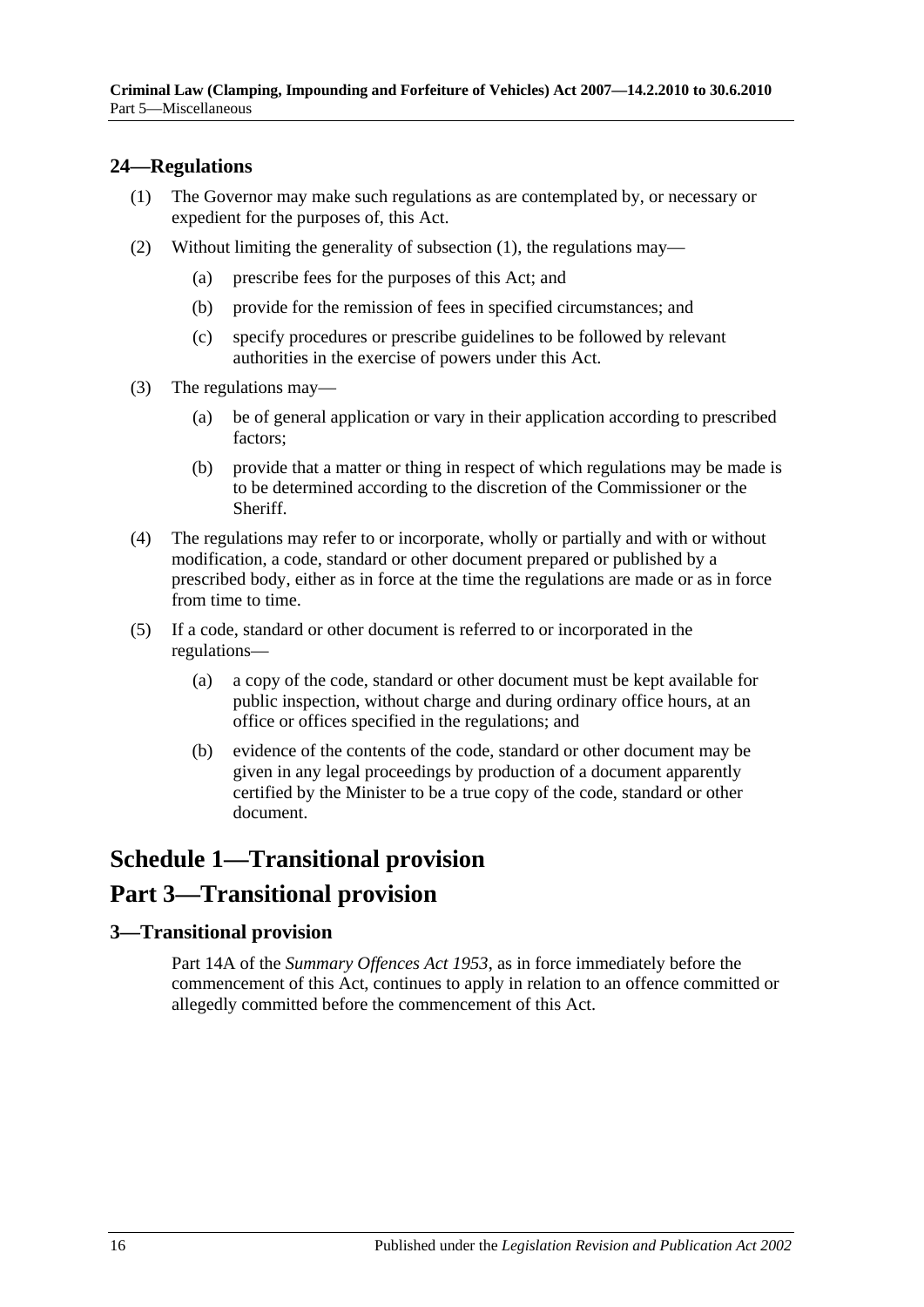## 24—Regulations

(1) The Governor may make such regulations as are contemplated by, or necessary or expedient for the purposes of, this Act.

(2) Without limiting the generality of subsection (1), the regulations may—

(a) prescribe fees for the purposes of this Act; and

(b) provide for the remission of fees in specified circumstances; and

(c) specify procedures or prescribe guidelines to be followed by relevant authorities in the exercise of powers under this Act.

(3) The regulations may—

(a) be of general application or vary in their application according to prescribed factors;

(b) provide that a matter or thing in respect of which regulations may be made is to be determined according to the discretion of the Commissioner or the Sheriff.

(4) The regulations may refer to or incorporate, wholly or partially and with or without modification, a code, standard or other document prepared or published by a prescribed body, either as in force at the time the regulations are made or as in force from time to time.

(5) If a code, standard or other document is referred to or incorporated in the regulations—

(a) a copy of the code, standard or other document must be kept available for public inspection, without charge and during ordinary office hours, at an office or offices specified in the regulations; and

(b) evidence of the contents of the code, standard or other document may be given in any legal proceedings by production of a document apparently certified by the Minister to be a true copy of the code, standard or other document.

# Schedule 1—Transitional provision

# Part 3—Transitional provision

## 3—Transitional provision

Part 14A of the *Summary Offences Act 1953*, as in force immediately before the commencement of this Act, continues to apply in relation to an offence committed or allegedly committed before the commencement of this Act.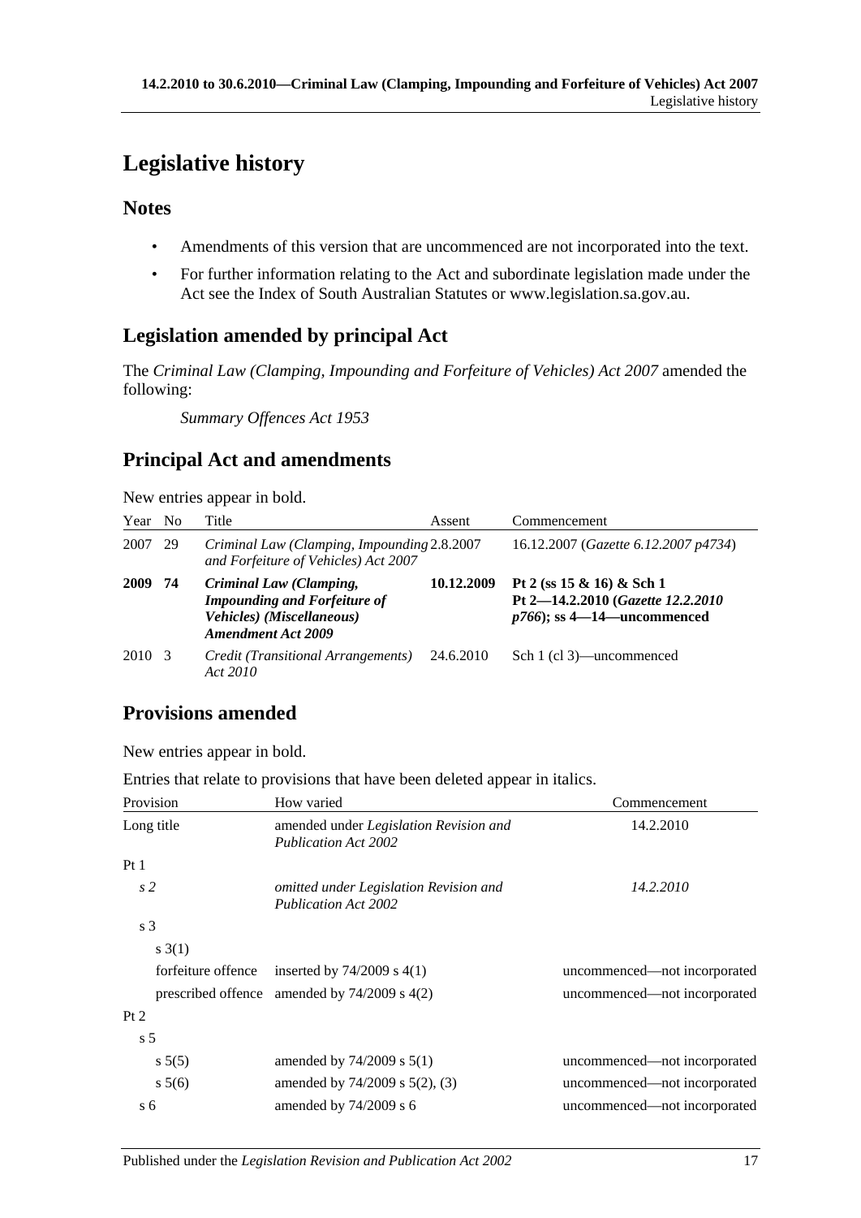# Legislative history

## Notes

- Amendments of this version that are uncommenced are not incorporated into the text.
- For further information relating to the Act and subordinate legislation made under the Act see the Index of South Australian Statutes or www.legislation.sa.gov.au.

## Legislation amended by principal Act

The *Criminal Law (Clamping, Impounding and Forfeiture of Vehicles) Act 2007* amended the following:

*Summary Offences Act 1953*

## Principal Act and amendments

New entries appear in bold.

| Year | No | Title | Assent | Commencement |
|---|---|---|---|---|
| 2007 | 29 | *Criminal Law (Clamping, Impounding and Forfeiture of Vehicles) Act 2007* | 2.8.2007 | 16.12.2007 (*Gazette 6.12.2007 p4734*) |
| **2009** | **74** | ***Criminal Law (Clamping, Impounding and Forfeiture of Vehicles) (Miscellaneous) Amendment Act 2009*** | **10.12.2009** | **Pt 2 (ss 15 & 16) & Sch 1 Pt 2—14.2.2010 (*Gazette 12.2.2010 p766*); ss 4—14—uncommenced** |
| 2010 | 3 | *Credit (Transitional Arrangements) Act 2010* | 24.6.2010 | Sch 1 (cl 3)—uncommenced |

## Provisions amended

New entries appear in bold.

Entries that relate to provisions that have been deleted appear in italics.

| Provision | How varied | Commencement |
|---|---|---|
| Long title | amended under *Legislation Revision and Publication Act 2002* | 14.2.2010 |
| Pt 1 | | |
| *s 2* | *omitted under Legislation Revision and Publication Act 2002* | *14.2.2010* |
| s 3 | | |
| s 3(1) | | |
| forfeiture offence | inserted by 74/2009 s 4(1) | uncommenced—not incorporated |
| prescribed offence | amended by 74/2009 s 4(2) | uncommenced—not incorporated |
| Pt 2 | | |
| s 5 | | |
| s 5(5) | amended by 74/2009 s 5(1) | uncommenced—not incorporated |
| s 5(6) | amended by 74/2009 s 5(2), (3) | uncommenced—not incorporated |
| s 6 | amended by 74/2009 s 6 | uncommenced—not incorporated |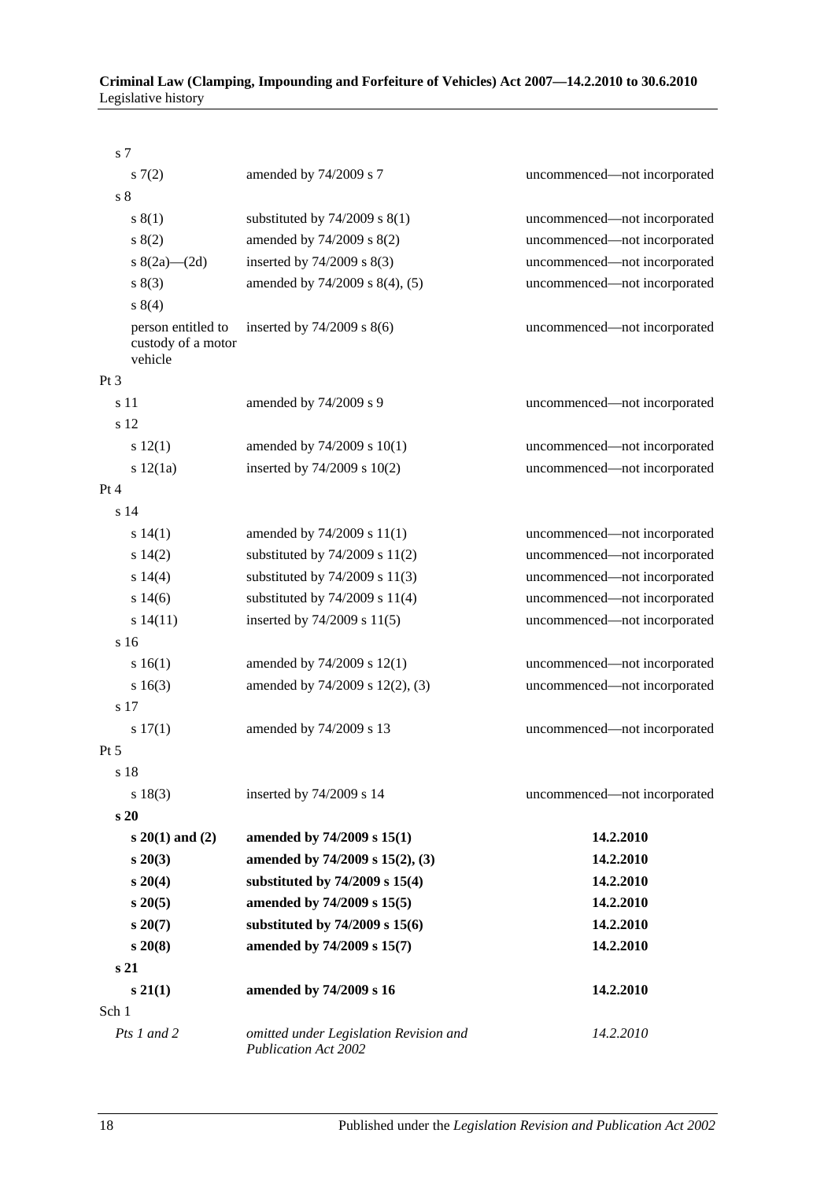| Provision | How varied | Commencement |
|---|---|---|
| s 7 | | |
| s 7(2) | amended by 74/2009 s 7 | uncommenced—not incorporated |
| s 8 | | |
| s 8(1) | substituted by 74/2009 s 8(1) | uncommenced—not incorporated |
| s 8(2) | amended by 74/2009 s 8(2) | uncommenced—not incorporated |
| s 8(2a)—(2d) | inserted by 74/2009 s 8(3) | uncommenced—not incorporated |
| s 8(3) | amended by 74/2009 s 8(4), (5) | uncommenced—not incorporated |
| s 8(4) | | |
| person entitled to custody of a motor vehicle | inserted by 74/2009 s 8(6) | uncommenced—not incorporated |
| Pt 3 | | |
| s 11 | amended by 74/2009 s 9 | uncommenced—not incorporated |
| s 12 | | |
| s 12(1) | amended by 74/2009 s 10(1) | uncommenced—not incorporated |
| s 12(1a) | inserted by 74/2009 s 10(2) | uncommenced—not incorporated |
| Pt 4 | | |
| s 14 | | |
| s 14(1) | amended by 74/2009 s 11(1) | uncommenced—not incorporated |
| s 14(2) | substituted by 74/2009 s 11(2) | uncommenced—not incorporated |
| s 14(4) | substituted by 74/2009 s 11(3) | uncommenced—not incorporated |
| s 14(6) | substituted by 74/2009 s 11(4) | uncommenced—not incorporated |
| s 14(11) | inserted by 74/2009 s 11(5) | uncommenced—not incorporated |
| s 16 | | |
| s 16(1) | amended by 74/2009 s 12(1) | uncommenced—not incorporated |
| s 16(3) | amended by 74/2009 s 12(2), (3) | uncommenced—not incorporated |
| s 17 | | |
| s 17(1) | amended by 74/2009 s 13 | uncommenced—not incorporated |
| Pt 5 | | |
| s 18 | | |
| s 18(3) | inserted by 74/2009 s 14 | uncommenced—not incorporated |
| **s 20** | | |
| **s 20(1) and (2)** | **amended by 74/2009 s 15(1)** | **14.2.2010** |
| **s 20(3)** | **amended by 74/2009 s 15(2), (3)** | **14.2.2010** |
| **s 20(4)** | **substituted by 74/2009 s 15(4)** | **14.2.2010** |
| **s 20(5)** | **amended by 74/2009 s 15(5)** | **14.2.2010** |
| **s 20(7)** | **substituted by 74/2009 s 15(6)** | **14.2.2010** |
| **s 20(8)** | **amended by 74/2009 s 15(7)** | **14.2.2010** |
| **s 21** | | |
| **s 21(1)** | **amended by 74/2009 s 16** | **14.2.2010** |
| Sch 1 | | |
| *Pts 1 and 2* | *omitted under Legislation Revision and Publication Act 2002* | *14.2.2010* |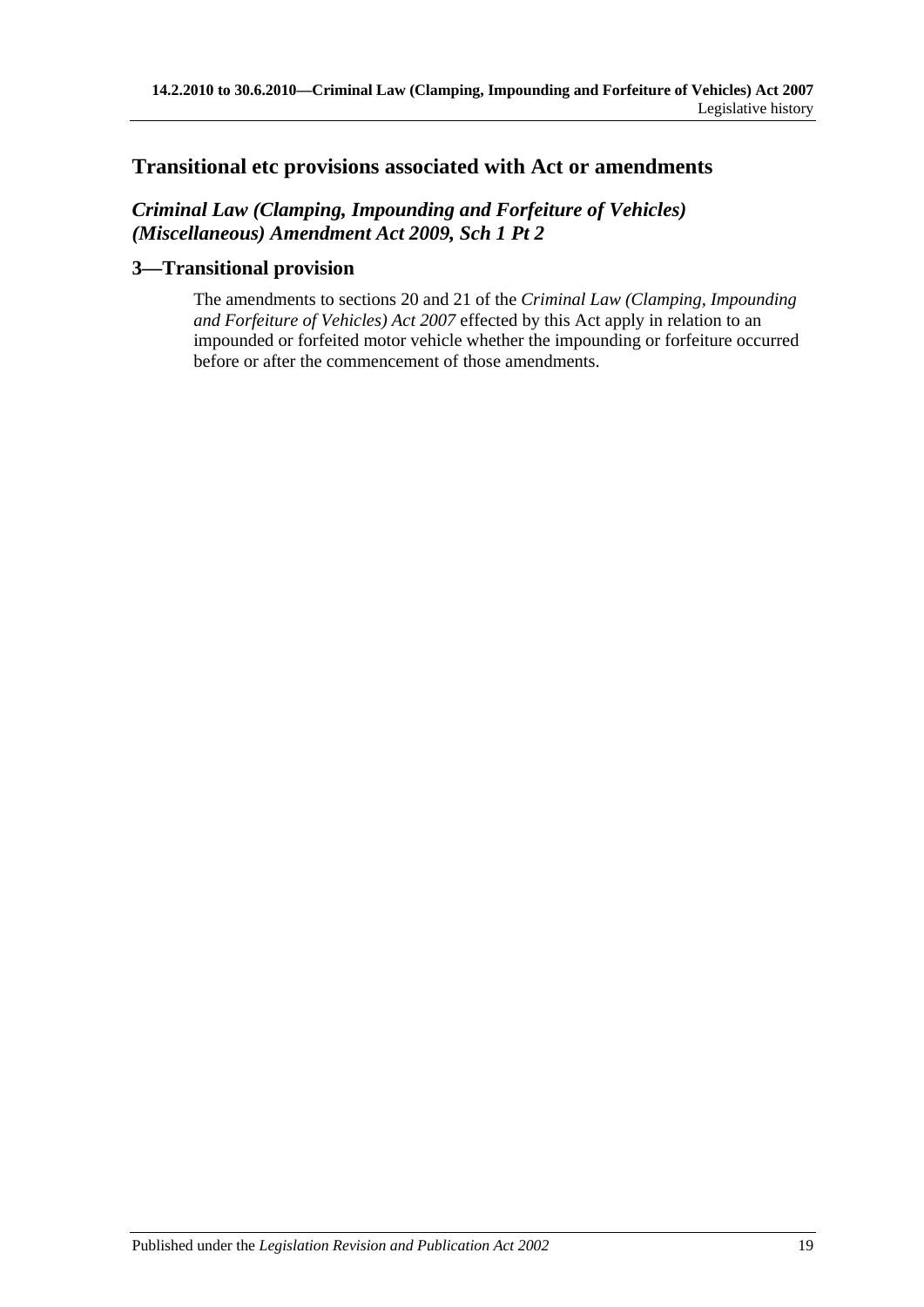## Transitional etc provisions associated with Act or amendments

### *Criminal Law (Clamping, Impounding and Forfeiture of Vehicles) (Miscellaneous) Amendment Act 2009, Sch 1 Pt 2*

### 3—Transitional provision

The amendments to sections 20 and 21 of the *Criminal Law (Clamping, Impounding and Forfeiture of Vehicles) Act 2007* effected by this Act apply in relation to an impounded or forfeited motor vehicle whether the impounding or forfeiture occurred before or after the commencement of those amendments.